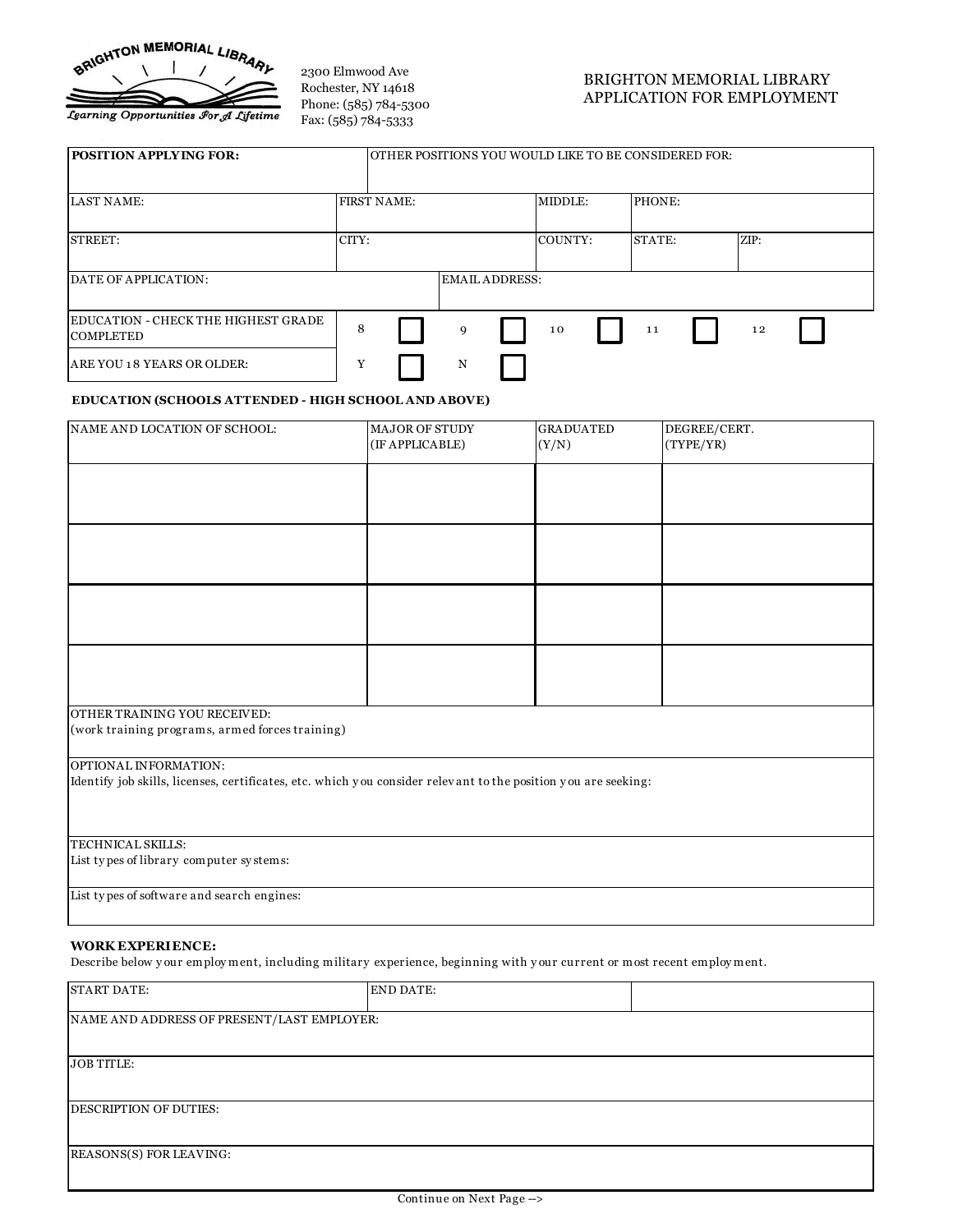BRIGHTON MEMORIAL LIBRARY

*Learning Opportunities For A Lifetime*

2300 Elmwood Ave
Rochester, NY 14618
Phone: (585) 784-5300
Fax: (585) 784-5333

# BRIGHTON MEMORIAL LIBRARY APPLICATION FOR EMPLOYMENT

| **POSITION APPLYING FOR:** | OTHER POSITIONS YOU WOULD LIKE TO BE CONSIDERED FOR: | | | |
|---|---|---|---|---|
| LAST NAME: | FIRST NAME: | MIDDLE: | PHONE: | |
| STREET: | CITY: | COUNTY: | STATE: | ZIP: |
| DATE OF APPLICATION: | EMAIL ADDRESS: | | | |

| EDUCATION - CHECK THE HIGHEST GRADE COMPLETED | 8 ☐ | 9 ☐ | 10 ☐ | 11 ☐ | 12 ☐ |
|---|---|---|---|---|---|
| ARE YOU 18 YEARS OR OLDER: | Y ☐ | N ☐ | | | |

**EDUCATION (SCHOOLS ATTENDED - HIGH SCHOOL AND ABOVE)**

| NAME AND LOCATION OF SCHOOL: | MAJOR OF STUDY (IF APPLICABLE) | GRADUATED (Y/N) | DEGREE/CERT. (TYPE/YR) |
|---|---|---|---|
| | | | |
| | | | |
| | | | |
| | | | |

OTHER TRAINING YOU RECEIVED:
(work training programs, armed forces training)

OPTIONAL INFORMATION:
Identify job skills, licenses, certificates, etc. which you consider relevant to the position you are seeking:

TECHNICAL SKILLS:
List types of library computer systems:

List types of software and search engines:

**WORK EXPERIENCE:**

Describe below your employment, including military experience, beginning with your current or most recent employment.

| START DATE: | END DATE: | |
|---|---|---|
| NAME AND ADDRESS OF PRESENT/LAST EMPLOYER: | | |
| JOB TITLE: | | |
| DESCRIPTION OF DUTIES: | | |
| REASONS(S) FOR LEAVING: | | |

Continue on Next Page -->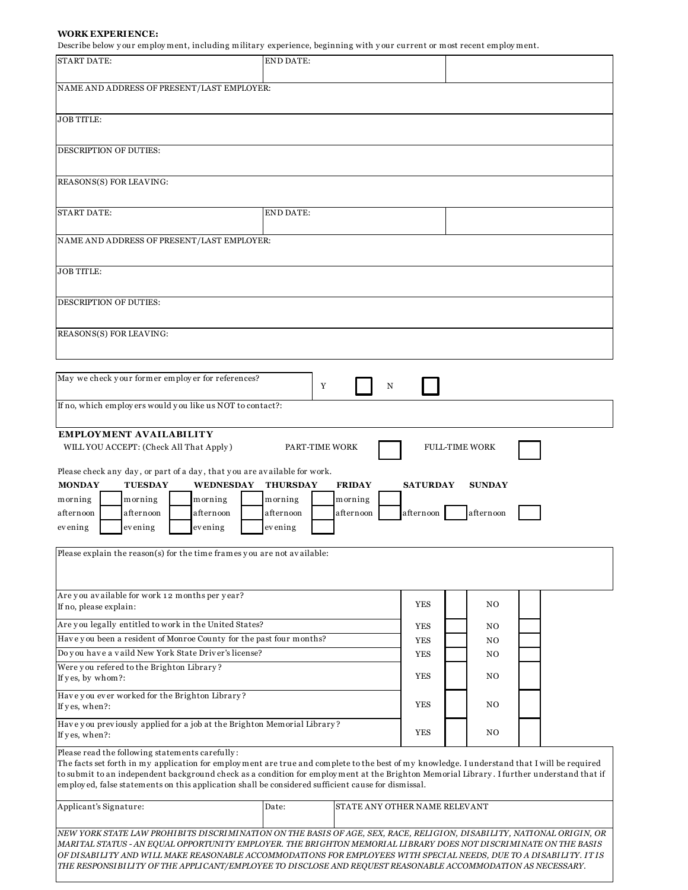**WORK EXPERIENCE:**

Describe below your employment, including military experience, beginning with your current or most recent employment.

| | | |
|---|---|---|
| START DATE: | END DATE: | |
| NAME AND ADDRESS OF PRESENT/LAST EMPLOYER: | | |
| JOB TITLE: | | |
| DESCRIPTION OF DUTIES: | | |
| REASONS(S) FOR LEAVING: | | |
| START DATE: | END DATE: | |
| NAME AND ADDRESS OF PRESENT/LAST EMPLOYER: | | |
| JOB TITLE: | | |
| DESCRIPTION OF DUTIES: | | |
| REASONS(S) FOR LEAVING: | | |

| | | | | |
|---|---|---|---|---|
| May we check your former employer for references? | Y | ☐ | N | ☐ |
| If no, which employers would you like us NOT to contact?: | | | | |

**EMPLOYMENT AVAILABILITY**

WILL YOU ACCEPT: (Check All That Apply) PART-TIME WORK ☐ FULL-TIME WORK ☐

Please check any day, or part of a day, that you are available for work.

| MONDAY | | TUESDAY | | WEDNESDAY | | THURSDAY | | FRIDAY | | SATURDAY | | SUNDAY | |
|---|---|---|---|---|---|---|---|---|---|---|---|---|---|
| morning | ☐ | morning | ☐ | morning | ☐ | morning | ☐ | morning | ☐ | | | | |
| afternoon | ☐ | afternoon | ☐ | afternoon | ☐ | afternoon | ☐ | afternoon | ☐ | afternoon | ☐ | afternoon | ☐ |
| evening | ☐ | evening | ☐ | evening | ☐ | evening | ☐ | | | | | | |

| | | | | |
|---|---|---|---|---|
| Please explain the reason(s) for the time frames you are not available: | | | | |
| Are you available for work 12 months per year?<br>If no, please explain: | YES | ☐ | NO | ☐ |
| Are you legally entitled to work in the United States? | YES | ☐ | NO | ☐ |
| Have you been a resident of Monroe County for the past four months? | YES | ☐ | NO | ☐ |
| Do you have a vaild New York State Driver's license? | YES | ☐ | NO | ☐ |
| Were you refered to the Brighton Library?<br>If yes, by whom?: | YES | ☐ | NO | ☐ |
| Have you ever worked for the Brighton Library?<br>If yes, when?: | YES | ☐ | NO | ☐ |
| Have you previously applied for a job at the Brighton Memorial Library?<br>If yes, when?: | YES | ☐ | NO | ☐ |

Please read the following statements carefully:
The facts set forth in my application for employment are true and complete to the best of my knowledge. I understand that I will be required to submit to an independent background check as a condition for employment at the Brighton Memorial Library. I further understand that if employed, false statements on this application shall be considered sufficient cause for dismissal.

| | | |
|---|---|---|
| Applicant's Signature: | Date: | STATE ANY OTHER NAME RELEVANT |

*NEW YORK STATE LAW PROHIBITS DISCRIMINATION ON THE BASIS OF AGE, SEX, RACE, RELIGION, DISABILITY, NATIONAL ORIGIN, OR MARITAL STATUS - AN EQUAL OPPORTUNITY EMPLOYER. THE BRIGHTON MEMORIAL LIBRARY DOES NOT DISCRIMINATE ON THE BASIS OF DISABILITY AND WILL MAKE REASONABLE ACCOMMODATIONS FOR EMPLOYEES WITH SPECIAL NEEDS, DUE TO A DISABILITY. IT IS THE RESPONSIBILITY OF THE APPLICANT/EMPLOYEE TO DISCLOSE AND REQUEST REASONABLE ACCOMMODATION AS NECESSARY.*